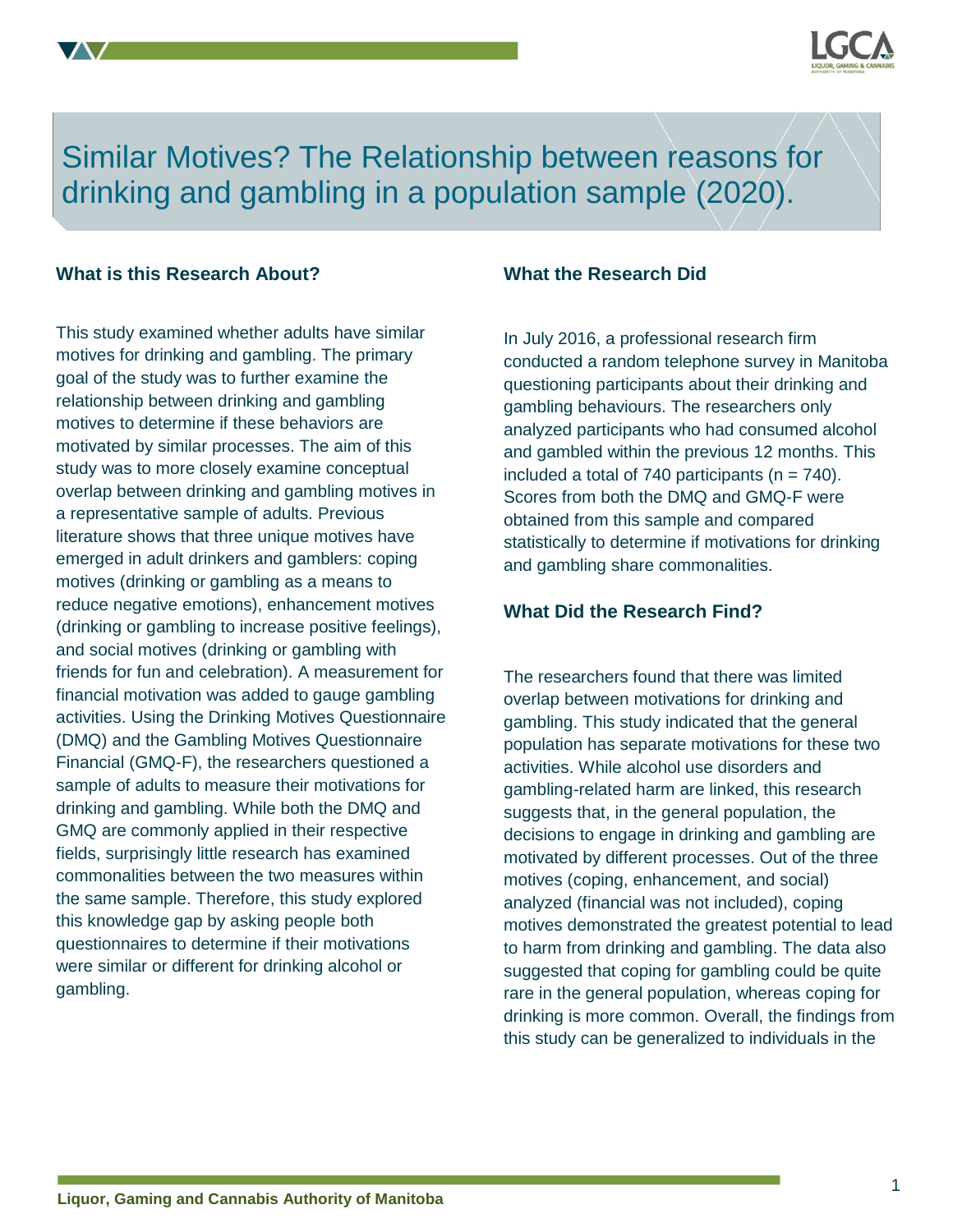# Similar Motives? The Relationship between reasons for drinking and gambling in a population sample (2020).

## What is this Research About?

This study examined whether adults have similar motives for drinking and gambling. The primary goal of the study was to further examine the relationship between drinking and gambling motives to determine if these behaviors are motivated by similar processes. The aim of this study was to more closely examine conceptual overlap between drinking and gambling motives in a representative sample of adults. Previous literature shows that three unique motives have emerged in adult drinkers and gamblers: coping motives (drinking or gambling as a means to reduce negative emotions), enhancement motives (drinking or gambling to increase positive feelings), and social motives (drinking or gambling with friends for fun and celebration). A measurement for financial motivation was added to gauge gambling activities. Using the Drinking Motives Questionnaire (DMQ) and the Gambling Motives Questionnaire Financial (GMQ-F), the researchers questioned a sample of adults to measure their motivations for drinking and gambling. While both the DMQ and GMQ are commonly applied in their respective fields, surprisingly little research has examined commonalities between the two measures within the same sample. Therefore, this study explored this knowledge gap by asking people both questionnaires to determine if their motivations were similar or different for drinking alcohol or gambling.

## What the Research Did

In July 2016, a professional research firm conducted a random telephone survey in Manitoba questioning participants about their drinking and gambling behaviours. The researchers only analyzed participants who had consumed alcohol and gambled within the previous 12 months. This included a total of 740 participants ($n = 740$). Scores from both the DMQ and GMQ-F were obtained from this sample and compared statistically to determine if motivations for drinking and gambling share commonalities.

## What Did the Research Find?

The researchers found that there was limited overlap between motivations for drinking and gambling. This study indicated that the general population has separate motivations for these two activities. While alcohol use disorders and gambling-related harm are linked, this research suggests that, in the general population, the decisions to engage in drinking and gambling are motivated by different processes. Out of the three motives (coping, enhancement, and social) analyzed (financial was not included), coping motives demonstrated the greatest potential to lead to harm from drinking and gambling. The data also suggested that coping for gambling could be quite rare in the general population, whereas coping for drinking is more common. Overall, the findings from this study can be generalized to individuals in the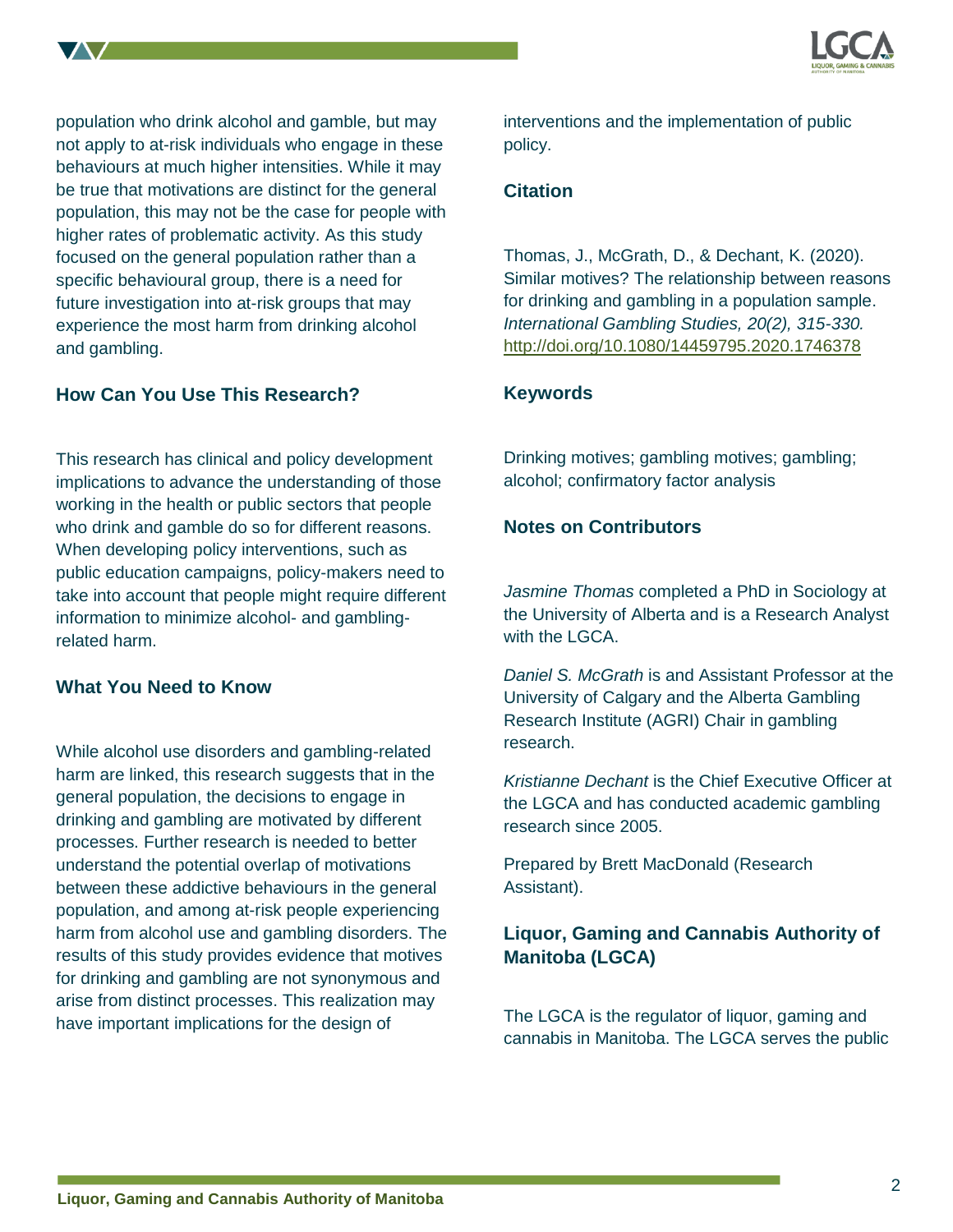population who drink alcohol and gamble, but may not apply to at-risk individuals who engage in these behaviours at much higher intensities. While it may be true that motivations are distinct for the general population, this may not be the case for people with higher rates of problematic activity. As this study focused on the general population rather than a specific behavioural group, there is a need for future investigation into at-risk groups that may experience the most harm from drinking alcohol and gambling.

### How Can You Use This Research?

This research has clinical and policy development implications to advance the understanding of those working in the health or public sectors that people who drink and gamble do so for different reasons. When developing policy interventions, such as public education campaigns, policy-makers need to take into account that people might require different information to minimize alcohol- and gambling-related harm.

### What You Need to Know

While alcohol use disorders and gambling-related harm are linked, this research suggests that in the general population, the decisions to engage in drinking and gambling are motivated by different processes. Further research is needed to better understand the potential overlap of motivations between these addictive behaviours in the general population, and among at-risk people experiencing harm from alcohol use and gambling disorders. The results of this study provides evidence that motives for drinking and gambling are not synonymous and arise from distinct processes. This realization may have important implications for the design of interventions and the implementation of public policy.

### Citation

Thomas, J., McGrath, D., & Dechant, K. (2020). Similar motives? The relationship between reasons for drinking and gambling in a population sample. *International Gambling Studies, 20(2), 315-330.* http://doi.org/10.1080/14459795.2020.1746378

### Keywords

Drinking motives; gambling motives; gambling; alcohol; confirmatory factor analysis

### Notes on Contributors

*Jasmine Thomas* completed a PhD in Sociology at the University of Alberta and is a Research Analyst with the LGCA.

*Daniel S. McGrath* is and Assistant Professor at the University of Calgary and the Alberta Gambling Research Institute (AGRI) Chair in gambling research.

*Kristianne Dechant* is the Chief Executive Officer at the LGCA and has conducted academic gambling research since 2005.

Prepared by Brett MacDonald (Research Assistant).

### Liquor, Gaming and Cannabis Authority of Manitoba (LGCA)

The LGCA is the regulator of liquor, gaming and cannabis in Manitoba. The LGCA serves the public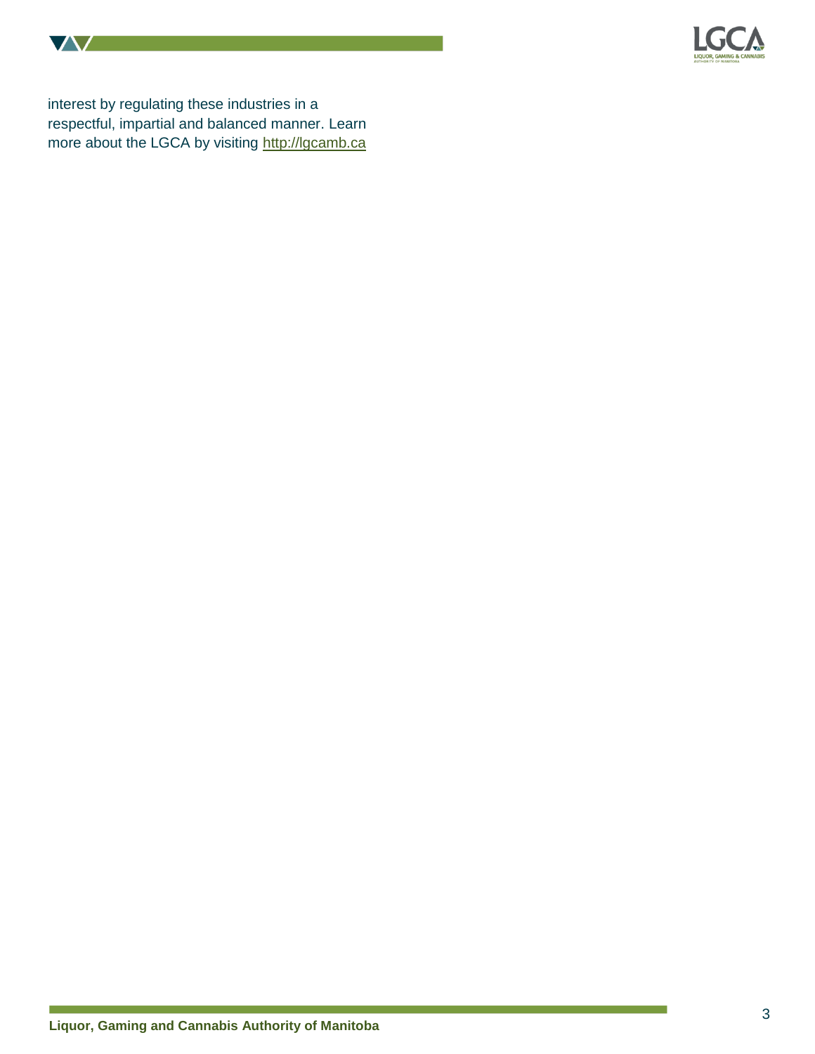interest by regulating these industries in a respectful, impartial and balanced manner. Learn more about the LGCA by visiting [http://lgcamb.ca](http://lgcamb.ca)